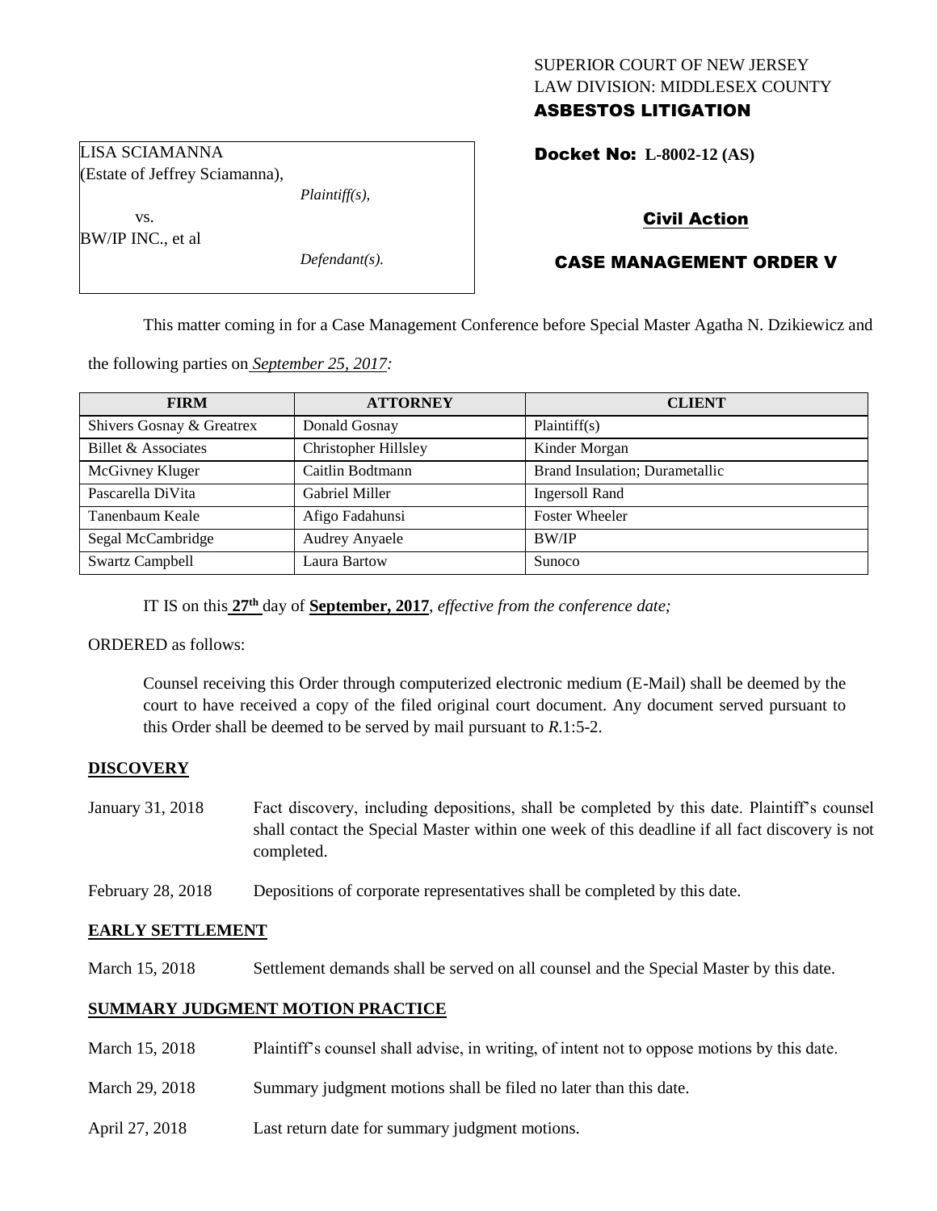SUPERIOR COURT OF NEW JERSEY
LAW DIVISION: MIDDLESEX COUNTY
**ASBESTOS LITIGATION**

LISA SCIAMANNA
(Estate of Jeffrey Sciamanna),
*Plaintiff(s),*
vs.
BW/IP INC., et al
*Defendant(s).*

**Docket No: L-8002-12 (AS)**

**Civil Action**

**CASE MANAGEMENT ORDER V**

This matter coming in for a Case Management Conference before Special Master Agatha N. Dzikiewicz and the following parties on *September 25, 2017:*

| FIRM | ATTORNEY | CLIENT |
|---|---|---|
| Shivers Gosnay & Greatrex | Donald Gosnay | Plaintiff(s) |
| Billet & Associates | Christopher Hillsley | Kinder Morgan |
| McGivney Kluger | Caitlin Bodtmann | Brand Insulation; Durametallic |
| Pascarella DiVita | Gabriel Miller | Ingersoll Rand |
| Tanenbaum Keale | Afigo Fadahunsi | Foster Wheeler |
| Segal McCambridge | Audrey Anyaele | BW/IP |
| Swartz Campbell | Laura Bartow | Sunoco |

IT IS on this **27th** day of **September, 2017**, *effective from the conference date;*

ORDERED as follows:

Counsel receiving this Order through computerized electronic medium (E-Mail) shall be deemed by the court to have received a copy of the filed original court document. Any document served pursuant to this Order shall be deemed to be served by mail pursuant to *R*.1:5-2.

**DISCOVERY**

January 31, 2018 — Fact discovery, including depositions, shall be completed by this date. Plaintiff's counsel shall contact the Special Master within one week of this deadline if all fact discovery is not completed.

February 28, 2018 — Depositions of corporate representatives shall be completed by this date.

**EARLY SETTLEMENT**

March 15, 2018 — Settlement demands shall be served on all counsel and the Special Master by this date.

**SUMMARY JUDGMENT MOTION PRACTICE**

March 15, 2018 — Plaintiff's counsel shall advise, in writing, of intent not to oppose motions by this date.

March 29, 2018 — Summary judgment motions shall be filed no later than this date.

April 27, 2018 — Last return date for summary judgment motions.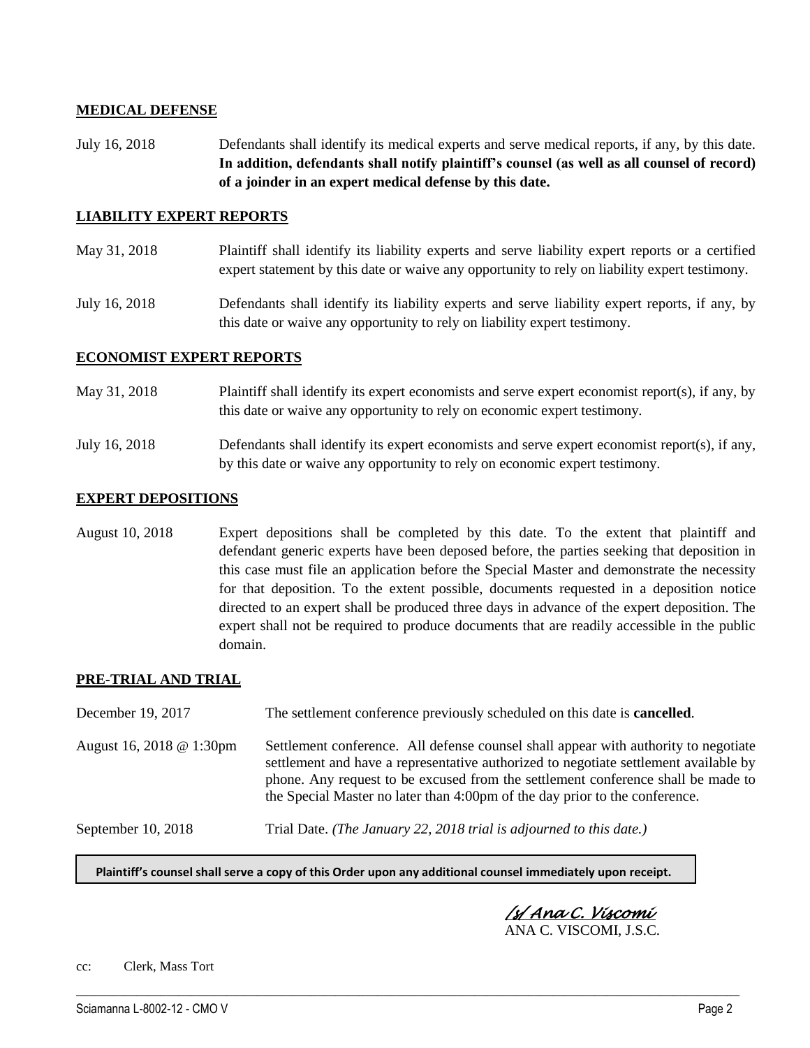**MEDICAL DEFENSE**

| | |
|---|---|
| July 16, 2018 | Defendants shall identify its medical experts and serve medical reports, if any, by this date. **In addition, defendants shall notify plaintiff's counsel (as well as all counsel of record) of a joinder in an expert medical defense by this date.** |

**LIABILITY EXPERT REPORTS**

| | |
|---|---|
| May 31, 2018 | Plaintiff shall identify its liability experts and serve liability expert reports or a certified expert statement by this date or waive any opportunity to rely on liability expert testimony. |
| July 16, 2018 | Defendants shall identify its liability experts and serve liability expert reports, if any, by this date or waive any opportunity to rely on liability expert testimony. |

**ECONOMIST EXPERT REPORTS**

| | |
|---|---|
| May 31, 2018 | Plaintiff shall identify its expert economists and serve expert economist report(s), if any, by this date or waive any opportunity to rely on economic expert testimony. |
| July 16, 2018 | Defendants shall identify its expert economists and serve expert economist report(s), if any, by this date or waive any opportunity to rely on economic expert testimony. |

**EXPERT DEPOSITIONS**

| | |
|---|---|
| August 10, 2018 | Expert depositions shall be completed by this date. To the extent that plaintiff and defendant generic experts have been deposed before, the parties seeking that deposition in this case must file an application before the Special Master and demonstrate the necessity for that deposition. To the extent possible, documents requested in a deposition notice directed to an expert shall be produced three days in advance of the expert deposition. The expert shall not be required to produce documents that are readily accessible in the public domain. |

**PRE-TRIAL AND TRIAL**

| | |
|---|---|
| December 19, 2017 | The settlement conference previously scheduled on this date is **cancelled**. |
| August 16, 2018 @ 1:30pm | Settlement conference. All defense counsel shall appear with authority to negotiate settlement and have a representative authorized to negotiate settlement available by phone. Any request to be excused from the settlement conference shall be made to the Special Master no later than 4:00pm of the day prior to the conference. |
| September 10, 2018 | Trial Date. *(The January 22, 2018 trial is adjourned to this date.)* |

**Plaintiff's counsel shall serve a copy of this Order upon any additional counsel immediately upon receipt.**

/s/ Ana C. Viscomi
ANA C. VISCOMI, J.S.C.

cc: Clerk, Mass Tort

Sciamanna L-8002-12 - CMO V